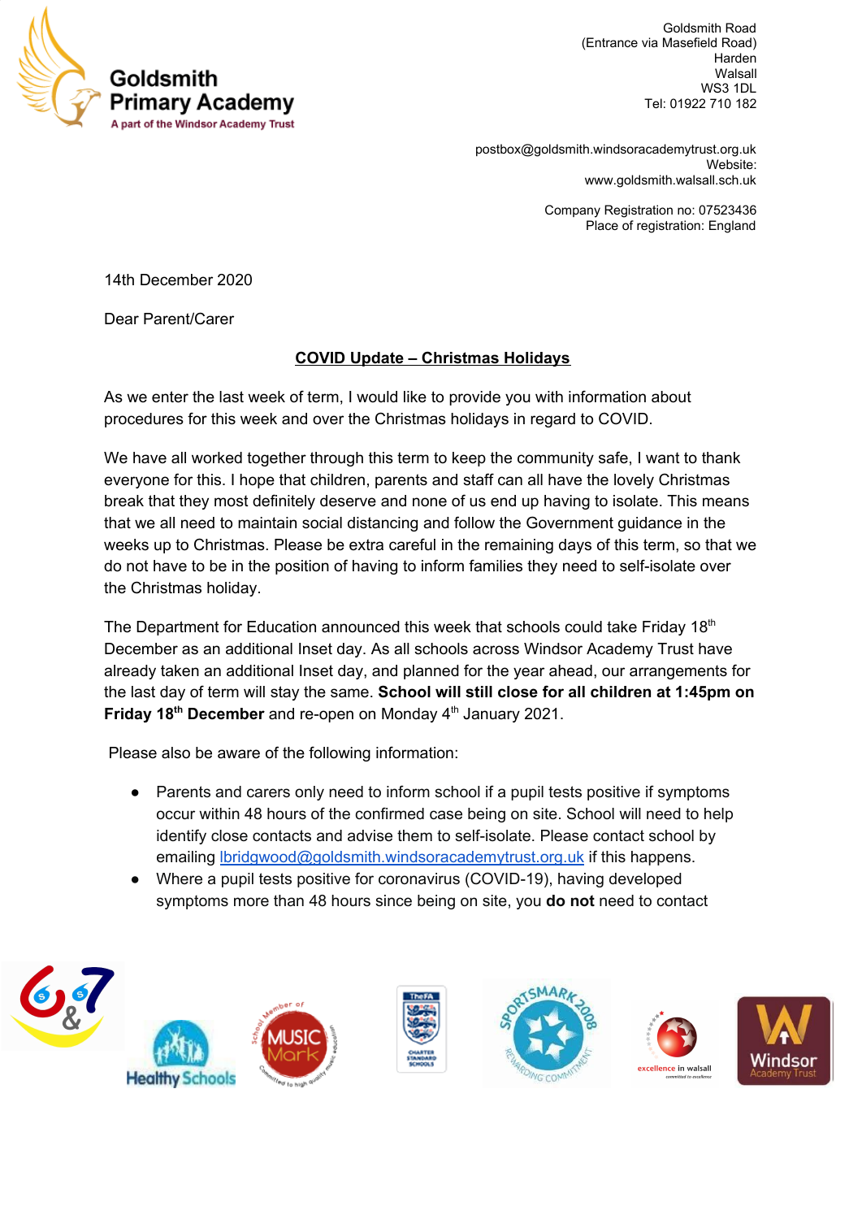**Goldsmith Primary Academy**
A part of the Windsor Academy Trust

Goldsmith Road
(Entrance via Masefield Road)
Harden
Walsall
WS3 1DL
Tel: 01922 710 182

postbox@goldsmith.windsoracademytrust.org.uk
Website:
www.goldsmith.walsall.sch.uk

Company Registration no: 07523436
Place of registration: England

14th December 2020

Dear Parent/Carer

**COVID Update – Christmas Holidays**

As we enter the last week of term, I would like to provide you with information about procedures for this week and over the Christmas holidays in regard to COVID.

We have all worked together through this term to keep the community safe, I want to thank everyone for this. I hope that children, parents and staff can all have the lovely Christmas break that they most definitely deserve and none of us end up having to isolate. This means that we all need to maintain social distancing and follow the Government guidance in the weeks up to Christmas. Please be extra careful in the remaining days of this term, so that we do not have to be in the position of having to inform families they need to self-isolate over the Christmas holiday.

The Department for Education announced this week that schools could take Friday 18th December as an additional Inset day. As all schools across Windsor Academy Trust have already taken an additional Inset day, and planned for the year ahead, our arrangements for the last day of term will stay the same. **School will still close for all children at 1:45pm on Friday 18th December** and re-open on Monday 4th January 2021.

Please also be aware of the following information:

- Parents and carers only need to inform school if a pupil tests positive if symptoms occur within 48 hours of the confirmed case being on site. School will need to help identify close contacts and advise them to self-isolate. Please contact school by emailing lbridgwood@goldsmith.windsoracademytrust.org.uk if this happens.
- Where a pupil tests positive for coronavirus (COVID-19), having developed symptoms more than 48 hours since being on site, you **do not** need to contact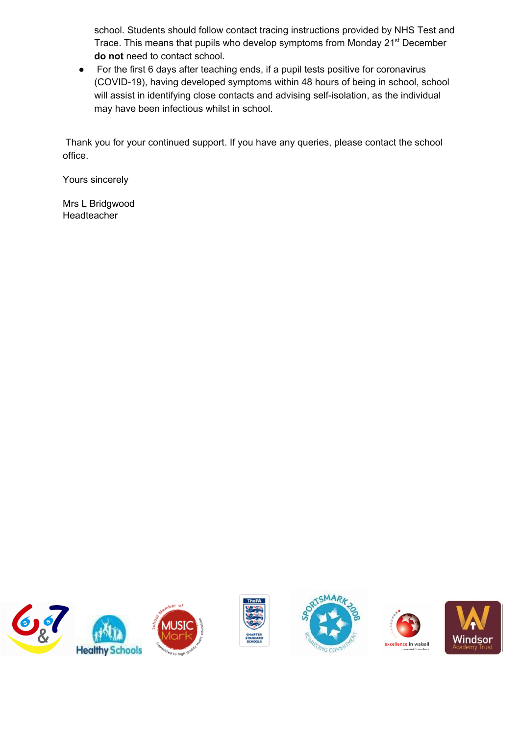school. Students should follow contact tracing instructions provided by NHS Test and Trace. This means that pupils who develop symptoms from Monday 21st December **do not** need to contact school.

- For the first 6 days after teaching ends, if a pupil tests positive for coronavirus (COVID-19), having developed symptoms within 48 hours of being in school, school will assist in identifying close contacts and advising self-isolation, as the individual may have been infectious whilst in school.

Thank you for your continued support. If you have any queries, please contact the school office.

Yours sincerely

Mrs L Bridgwood
Headteacher